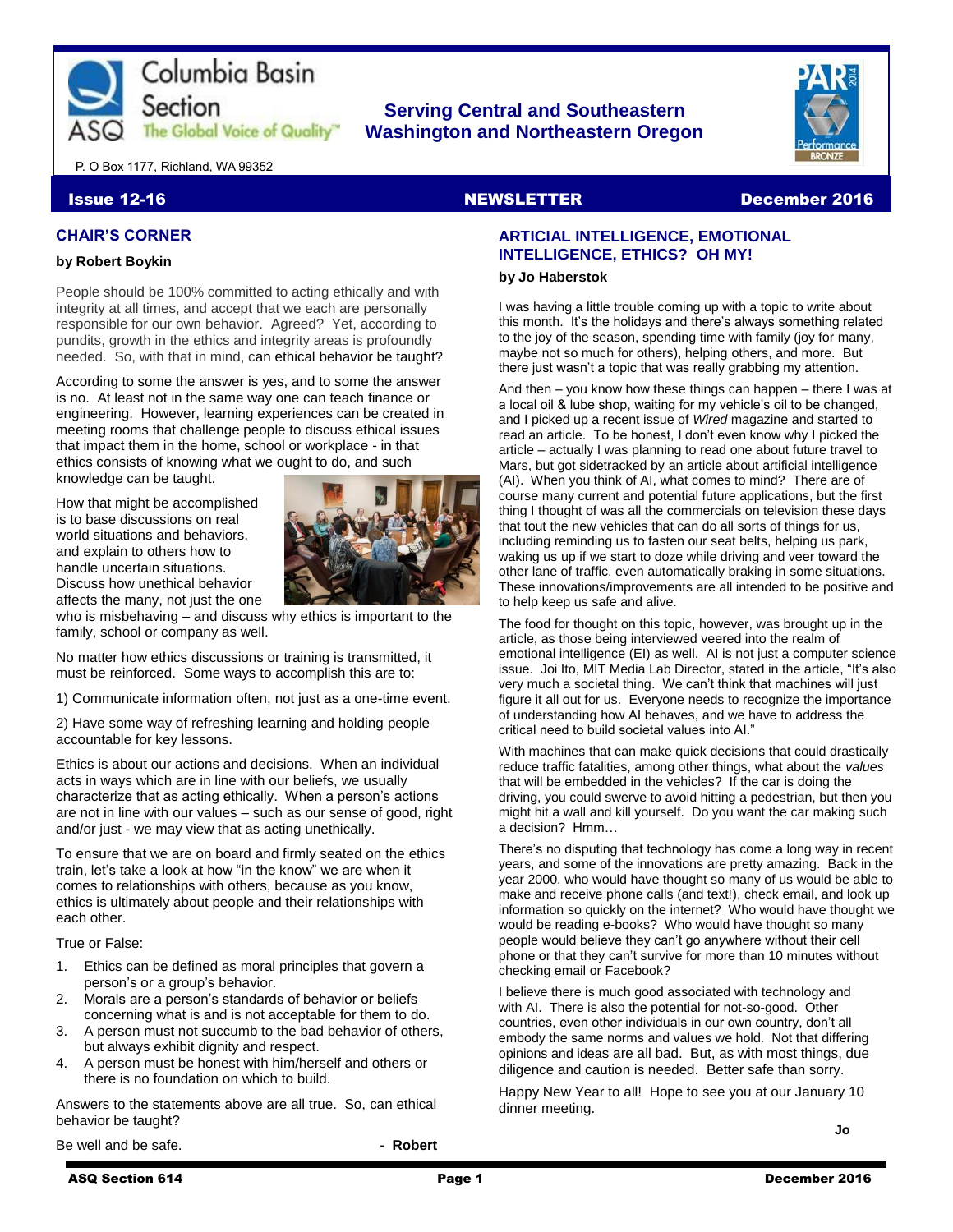Columbia Basin Section ASQ The Global Voice of Quality™

**Serving Central and Southeastern Washington and Northeastern Oregon**

P. O Box 1177, Richland, WA 99352

**Issue 12-16** **NEWSLETTER** **December 2016**

## CHAIR'S CORNER

**by Robert Boykin**

People should be 100% committed to acting ethically and with integrity at all times, and accept that we each are personally responsible for our own behavior. Agreed? Yet, according to pundits, growth in the ethics and integrity areas is profoundly needed. So, with that in mind, can ethical behavior be taught?

According to some the answer is yes, and to some the answer is no. At least not in the same way one can teach finance or engineering. However, learning experiences can be created in meeting rooms that challenge people to discuss ethical issues that impact them in the home, school or workplace - in that ethics consists of knowing what we ought to do, and such knowledge can be taught.

How that might be accomplished is to base discussions on real world situations and behaviors, and explain to others how to handle uncertain situations. Discuss how unethical behavior affects the many, not just the one who is misbehaving – and discuss why ethics is important to the family, school or company as well.

No matter how ethics discussions or training is transmitted, it must be reinforced. Some ways to accomplish this are to:

1) Communicate information often, not just as a one-time event.

2) Have some way of refreshing learning and holding people accountable for key lessons.

Ethics is about our actions and decisions. When an individual acts in ways which are in line with our beliefs, we usually characterize that as acting ethically. When a person's actions are not in line with our values – such as our sense of good, right and/or just - we may view that as acting unethically.

To ensure that we are on board and firmly seated on the ethics train, let's take a look at how "in the know" we are when it comes to relationships with others, because as you know, ethics is ultimately about people and their relationships with each other.

True or False:

1. Ethics can be defined as moral principles that govern a person's or a group's behavior.
2. Morals are a person's standards of behavior or beliefs concerning what is and is not acceptable for them to do.
3. A person must not succumb to the bad behavior of others, but always exhibit dignity and respect.
4. A person must be honest with him/herself and others or there is no foundation on which to build.

Answers to the statements above are all true. So, can ethical behavior be taught?

Be well and be safe. **- Robert**

## ARTICIAL INTELLIGENCE, EMOTIONAL INTELLIGENCE, ETHICS? OH MY!

**by Jo Haberstok**

I was having a little trouble coming up with a topic to write about this month. It's the holidays and there's always something related to the joy of the season, spending time with family (joy for many, maybe not so much for others), helping others, and more. But there just wasn't a topic that was really grabbing my attention.

And then – you know how these things can happen – there I was at a local oil & lube shop, waiting for my vehicle's oil to be changed, and I picked up a recent issue of *Wired* magazine and started to read an article. To be honest, I don't even know why I picked the article – actually I was planning to read one about future travel to Mars, but got sidetracked by an article about artificial intelligence (AI). When you think of AI, what comes to mind? There are of course many current and potential future applications, but the first thing I thought of was all the commercials on television these days that tout the new vehicles that can do all sorts of things for us, including reminding us to fasten our seat belts, helping us park, waking us up if we start to doze while driving and veer toward the other lane of traffic, even automatically braking in some situations. These innovations/improvements are all intended to be positive and to help keep us safe and alive.

The food for thought on this topic, however, was brought up in the article, as those being interviewed veered into the realm of emotional intelligence (EI) as well. AI is not just a computer science issue. Joi Ito, MIT Media Lab Director, stated in the article, "It's also very much a societal thing. We can't think that machines will just figure it all out for us. Everyone needs to recognize the importance of understanding how AI behaves, and we have to address the critical need to build societal values into AI."

With machines that can make quick decisions that could drastically reduce traffic fatalities, among other things, what about the *values* that will be embedded in the vehicles? If the car is doing the driving, you could swerve to avoid hitting a pedestrian, but then you might hit a wall and kill yourself. Do you want the car making such a decision? Hmm…

There's no disputing that technology has come a long way in recent years, and some of the innovations are pretty amazing. Back in the year 2000, who would have thought so many of us would be able to make and receive phone calls (and text!), check email, and look up information so quickly on the internet? Who would have thought we would be reading e-books? Who would have thought so many people would believe they can't go anywhere without their cell phone or that they can't survive for more than 10 minutes without checking email or Facebook?

I believe there is much good associated with technology and with AI. There is also the potential for not-so-good. Other countries, even other individuals in our own country, don't all embody the same norms and values we hold. Not that differing opinions and ideas are all bad. But, as with most things, due diligence and caution is needed. Better safe than sorry.

Happy New Year to all! Hope to see you at our January 10 dinner meeting.

**Jo**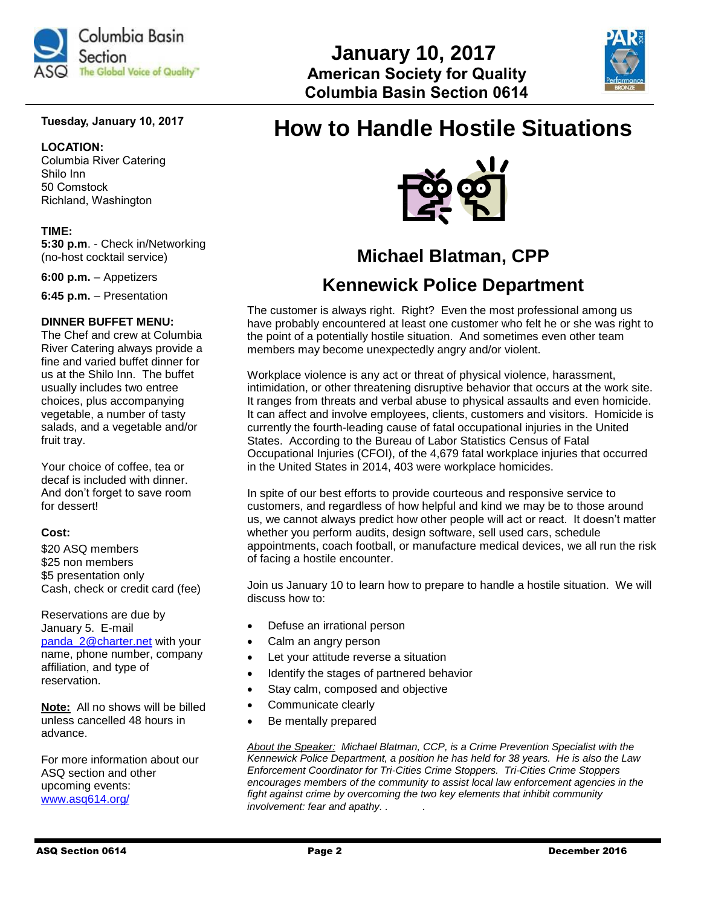# January 10, 2017
## American Society for Quality
## Columbia Basin Section 0614

**Tuesday, January 10, 2017**

**LOCATION:**
Columbia River Catering
Shilo Inn
50 Comstock
Richland, Washington

**TIME:**
**5:30 p.m**. - Check in/Networking (no-host cocktail service)

**6:00 p.m.** – Appetizers

**6:45 p.m.** – Presentation

**DINNER BUFFET MENU:**
The Chef and crew at Columbia River Catering always provide a fine and varied buffet dinner for us at the Shilo Inn. The buffet usually includes two entree choices, plus accompanying vegetable, a number of tasty salads, and a vegetable and/or fruit tray.

Your choice of coffee, tea or decaf is included with dinner. And don't forget to save room for dessert!

**Cost:**
$20 ASQ members
$25 non members
$5 presentation only
Cash, check or credit card (fee)

Reservations are due by January 5. E-mail panda_2@charter.net with your name, phone number, company affiliation, and type of reservation.

**Note:** All no shows will be billed unless cancelled 48 hours in advance.

For more information about our ASQ section and other upcoming events: www.asq614.org/

# How to Handle Hostile Situations

## Michael Blatman, CPP

## Kennewick Police Department

The customer is always right. Right? Even the most professional among us have probably encountered at least one customer who felt he or she was right to the point of a potentially hostile situation. And sometimes even other team members may become unexpectedly angry and/or violent.

Workplace violence is any act or threat of physical violence, harassment, intimidation, or other threatening disruptive behavior that occurs at the work site. It ranges from threats and verbal abuse to physical assaults and even homicide. It can affect and involve employees, clients, customers and visitors. Homicide is currently the fourth-leading cause of fatal occupational injuries in the United States. According to the Bureau of Labor Statistics Census of Fatal Occupational Injuries (CFOI), of the 4,679 fatal workplace injuries that occurred in the United States in 2014, 403 were workplace homicides.

In spite of our best efforts to provide courteous and responsive service to customers, and regardless of how helpful and kind we may be to those around us, we cannot always predict how other people will act or react. It doesn't matter whether you perform audits, design software, sell used cars, schedule appointments, coach football, or manufacture medical devices, we all run the risk of facing a hostile encounter.

Join us January 10 to learn how to prepare to handle a hostile situation. We will discuss how to:

- Defuse an irrational person
- Calm an angry person
- Let your attitude reverse a situation
- Identify the stages of partnered behavior
- Stay calm, composed and objective
- Communicate clearly
- Be mentally prepared

*About the Speaker: Michael Blatman, CCP, is a Crime Prevention Specialist with the Kennewick Police Department, a position he has held for 38 years. He is also the Law Enforcement Coordinator for Tri-Cities Crime Stoppers. Tri-Cities Crime Stoppers encourages members of the community to assist local law enforcement agencies in the fight against crime by overcoming the two key elements that inhibit community involvement: fear and apathy.*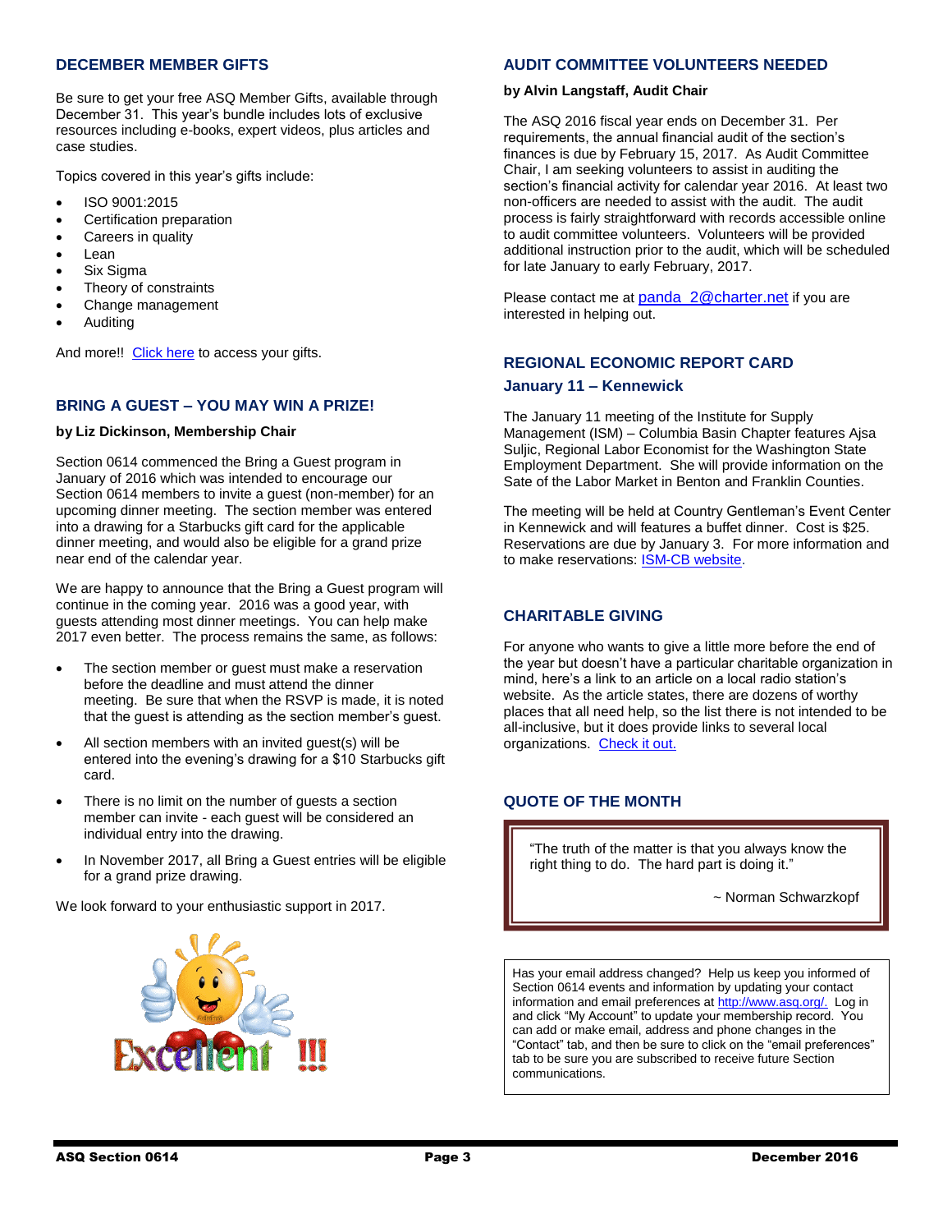## DECEMBER MEMBER GIFTS

Be sure to get your free ASQ Member Gifts, available through December 31. This year's bundle includes lots of exclusive resources including e-books, expert videos, plus articles and case studies.

Topics covered in this year's gifts include:

- ISO 9001:2015
- Certification preparation
- Careers in quality
- Lean
- Six Sigma
- Theory of constraints
- Change management
- Auditing

And more!! Click here to access your gifts.

## BRING A GUEST – YOU MAY WIN A PRIZE!

**by Liz Dickinson, Membership Chair**

Section 0614 commenced the Bring a Guest program in January of 2016 which was intended to encourage our Section 0614 members to invite a guest (non-member) for an upcoming dinner meeting. The section member was entered into a drawing for a Starbucks gift card for the applicable dinner meeting, and would also be eligible for a grand prize near end of the calendar year.

We are happy to announce that the Bring a Guest program will continue in the coming year. 2016 was a good year, with guests attending most dinner meetings. You can help make 2017 even better. The process remains the same, as follows:

- The section member or guest must make a reservation before the deadline and must attend the dinner meeting. Be sure that when the RSVP is made, it is noted that the guest is attending as the section member's guest.
- All section members with an invited guest(s) will be entered into the evening's drawing for a $10 Starbucks gift card.
- There is no limit on the number of guests a section member can invite - each guest will be considered an individual entry into the drawing.
- In November 2017, all Bring a Guest entries will be eligible for a grand prize drawing.

We look forward to your enthusiastic support in 2017.

## AUDIT COMMITTEE VOLUNTEERS NEEDED

**by Alvin Langstaff, Audit Chair**

The ASQ 2016 fiscal year ends on December 31. Per requirements, the annual financial audit of the section's finances is due by February 15, 2017. As Audit Committee Chair, I am seeking volunteers to assist in auditing the section's financial activity for calendar year 2016. At least two non-officers are needed to assist with the audit. The audit process is fairly straightforward with records accessible online to audit committee volunteers. Volunteers will be provided additional instruction prior to the audit, which will be scheduled for late January to early February, 2017.

Please contact me at panda_2@charter.net if you are interested in helping out.

## REGIONAL ECONOMIC REPORT CARD

### January 11 – Kennewick

The January 11 meeting of the Institute for Supply Management (ISM) – Columbia Basin Chapter features Ajsa Suljic, Regional Labor Economist for the Washington State Employment Department. She will provide information on the Sate of the Labor Market in Benton and Franklin Counties.

The meeting will be held at Country Gentleman's Event Center in Kennewick and will features a buffet dinner. Cost is $25. Reservations are due by January 3. For more information and to make reservations: ISM-CB website.

## CHARITABLE GIVING

For anyone who wants to give a little more before the end of the year but doesn't have a particular charitable organization in mind, here's a link to an article on a local radio station's website. As the article states, there are dozens of worthy places that all need help, so the list there is not intended to be all-inclusive, but it does provide links to several local organizations. Check it out.

## QUOTE OF THE MONTH

> "The truth of the matter is that you always know the right thing to do. The hard part is doing it."
>
> ~ Norman Schwarzkopf

Has your email address changed? Help us keep you informed of Section 0614 events and information by updating your contact information and email preferences at http://www.asq.org/. Log in and click "My Account" to update your membership record. You can add or make email, address and phone changes in the "Contact" tab, and then be sure to click on the "email preferences" tab to be sure you are subscribed to receive future Section communications.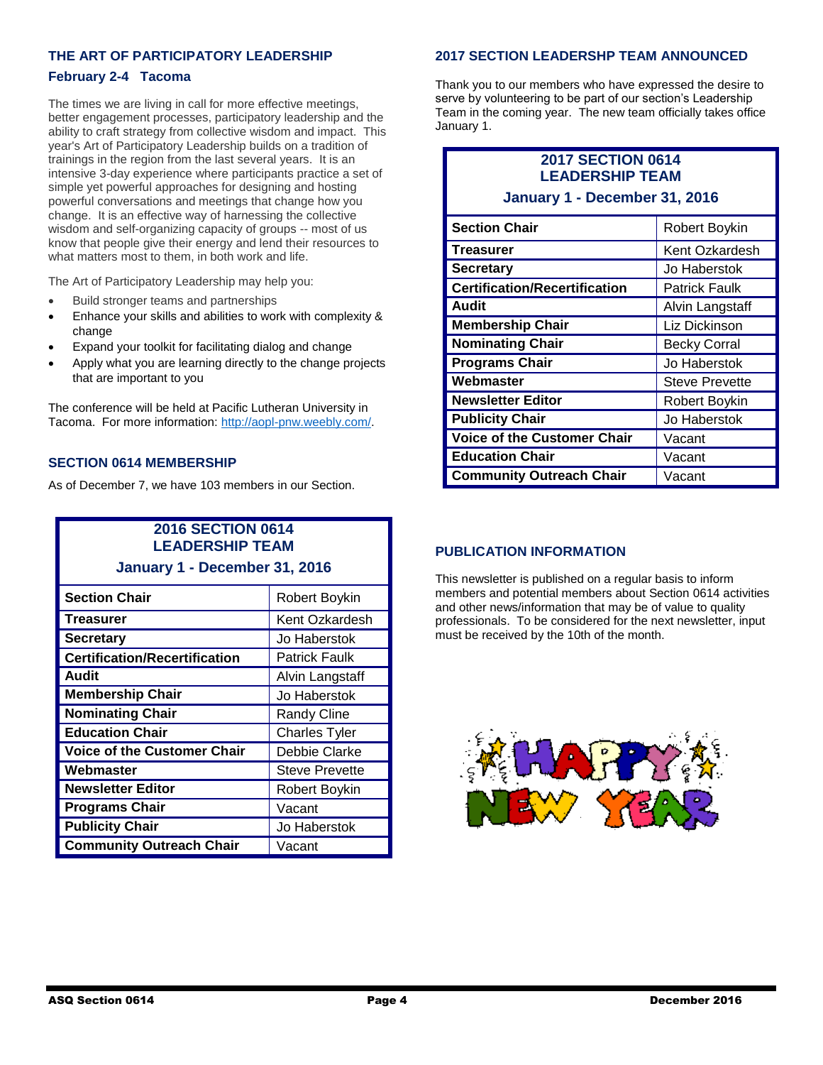## THE ART OF PARTICIPATORY LEADERSHIP

### February 2-4 Tacoma

The times we are living in call for more effective meetings, better engagement processes, participatory leadership and the ability to craft strategy from collective wisdom and impact. This year's Art of Participatory Leadership builds on a tradition of trainings in the region from the last several years. It is an intensive 3-day experience where participants practice a set of simple yet powerful approaches for designing and hosting powerful conversations and meetings that change how you change. It is an effective way of harnessing the collective wisdom and self-organizing capacity of groups -- most of us know that people give their energy and lend their resources to what matters most to them, in both work and life.

The Art of Participatory Leadership may help you:

- Build stronger teams and partnerships
- Enhance your skills and abilities to work with complexity & change
- Expand your toolkit for facilitating dialog and change
- Apply what you are learning directly to the change projects that are important to you

The conference will be held at Pacific Lutheran University in Tacoma. For more information: http://aopl-pnw.weebly.com/.

## SECTION 0614 MEMBERSHIP

As of December 7, we have 103 members in our Section.

**2016 SECTION 0614 LEADERSHIP TEAM**
**January 1 - December 31, 2016**

| | |
|---|---|
| **Section Chair** | Robert Boykin |
| **Treasurer** | Kent Ozkardesh |
| **Secretary** | Jo Haberstok |
| **Certification/Recertification** | Patrick Faulk |
| **Audit** | Alvin Langstaff |
| **Membership Chair** | Jo Haberstok |
| **Nominating Chair** | Randy Cline |
| **Education Chair** | Charles Tyler |
| **Voice of the Customer Chair** | Debbie Clarke |
| **Webmaster** | Steve Prevette |
| **Newsletter Editor** | Robert Boykin |
| **Programs Chair** | Vacant |
| **Publicity Chair** | Jo Haberstok |
| **Community Outreach Chair** | Vacant |

## 2017 SECTION LEADERSHP TEAM ANNOUNCED

Thank you to our members who have expressed the desire to serve by volunteering to be part of our section's Leadership Team in the coming year. The new team officially takes office January 1.

**2017 SECTION 0614 LEADERSHIP TEAM**
**January 1 - December 31, 2016**

| | |
|---|---|
| **Section Chair** | Robert Boykin |
| **Treasurer** | Kent Ozkardesh |
| **Secretary** | Jo Haberstok |
| **Certification/Recertification** | Patrick Faulk |
| **Audit** | Alvin Langstaff |
| **Membership Chair** | Liz Dickinson |
| **Nominating Chair** | Becky Corral |
| **Programs Chair** | Jo Haberstok |
| **Webmaster** | Steve Prevette |
| **Newsletter Editor** | Robert Boykin |
| **Publicity Chair** | Jo Haberstok |
| **Voice of the Customer Chair** | Vacant |
| **Education Chair** | Vacant |
| **Community Outreach Chair** | Vacant |

## PUBLICATION INFORMATION

This newsletter is published on a regular basis to inform members and potential members about Section 0614 activities and other news/information that may be of value to quality professionals. To be considered for the next newsletter, input must be received by the 10th of the month.

HAPPY NEW YEAR